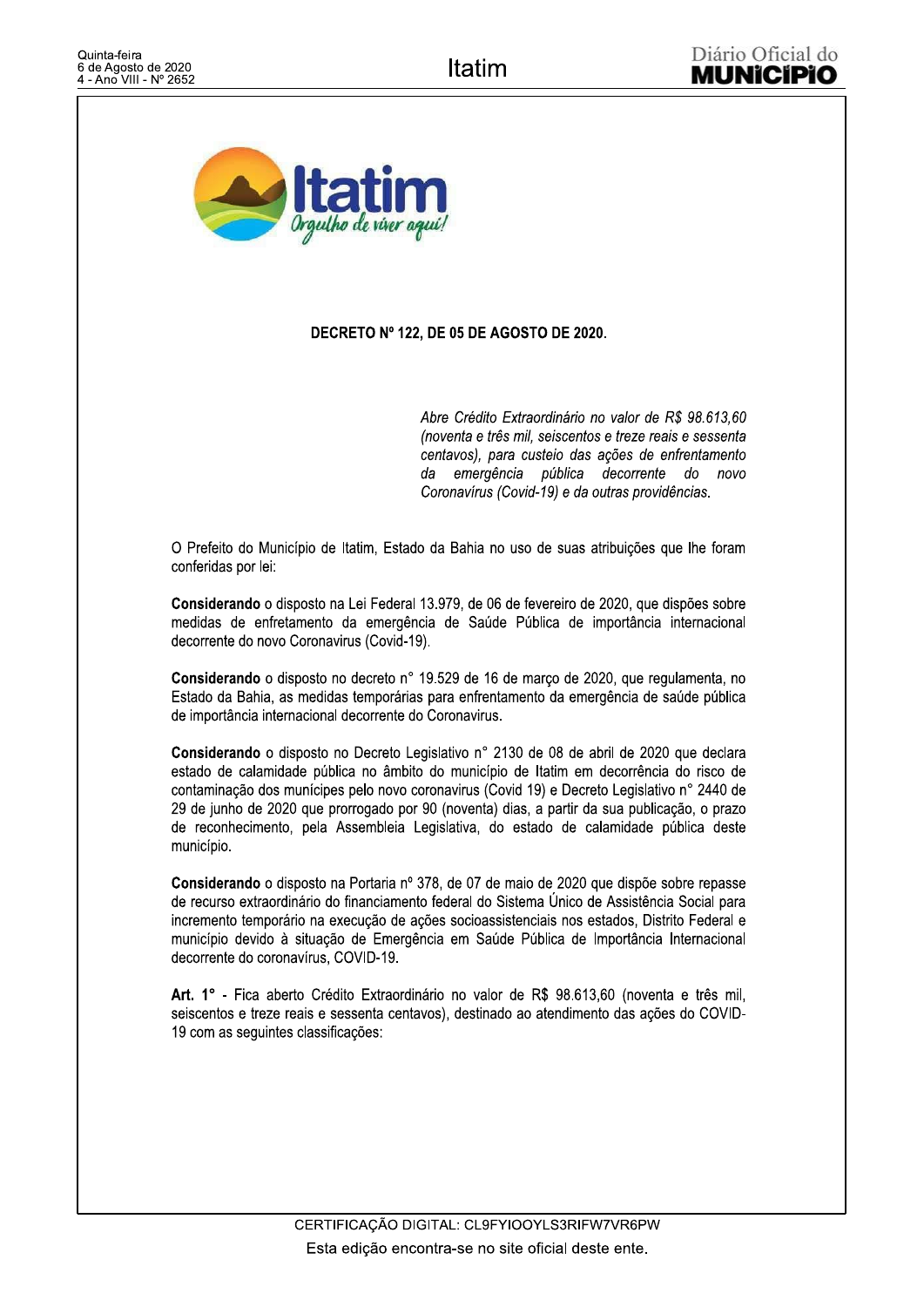**DECRETO Nº 122, DE 05 DE AGOSTO DE 2020.**

*Abre Crédito Extraordinário no valor de R$ 98.613,60 (noventa e três mil, seiscentos e treze reais e sessenta centavos), para custeio das ações de enfrentamento da emergência pública decorrente do novo Coronavírus (Covid-19) e da outras providências.*

O Prefeito do Município de Itatim, Estado da Bahia no uso de suas atribuições que lhe foram conferidas por lei:

**Considerando** o disposto na Lei Federal 13.979, de 06 de fevereiro de 2020, que dispões sobre medidas de enfretamento da emergência de Saúde Pública de importância internacional decorrente do novo Coronavirus (Covid-19).

**Considerando** o disposto no decreto n° 19.529 de 16 de março de 2020, que regulamenta, no Estado da Bahia, as medidas temporárias para enfrentamento da emergência de saúde pública de importância internacional decorrente do Coronavirus.

**Considerando** o disposto no Decreto Legislativo n° 2130 de 08 de abril de 2020 que declara estado de calamidade pública no âmbito do município de Itatim em decorrência do risco de contaminação dos munícipes pelo novo coronavirus (Covid 19) e Decreto Legislativo n° 2440 de 29 de junho de 2020 que prorrogado por 90 (noventa) dias, a partir da sua publicação, o prazo de reconhecimento, pela Assembleia Legislativa, do estado de calamidade pública deste município.

**Considerando** o disposto na Portaria nº 378, de 07 de maio de 2020 que dispõe sobre repasse de recurso extraordinário do financiamento federal do Sistema Único de Assistência Social para incremento temporário na execução de ações socioassistenciais nos estados, Distrito Federal e município devido à situação de Emergência em Saúde Pública de Importância Internacional decorrente do coronavírus, COVID-19.

**Art. 1°** - Fica aberto Crédito Extraordinário no valor de R$ 98.613,60 (noventa e três mil, seiscentos e treze reais e sessenta centavos), destinado ao atendimento das ações do COVID-19 com as seguintes classificações: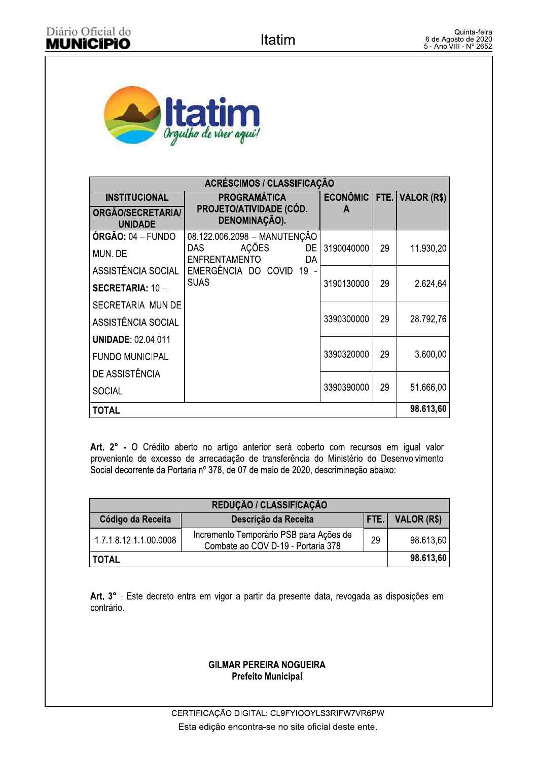| ACRÉSCIMOS / CLASSIFICAÇÃO | | | | |
|---|---|---|---|---|
| INSTITUCIONAL ORGÃO/SECRETARIA/ UNIDADE | PROGRAMÁTICA PROJETO/ATIVIDADE (CÓD. DENOMINAÇÃO). | ECONÔMICA | FTE. | VALOR (R$) |
| **ÓRGÃO:** 04 – FUNDO MUN. DE ASSISTÊNCIA SOCIAL **SECRETARIA:** 10 – SECRETARIA MUN DE ASSISTÊNCIA SOCIAL **UNIDADE:** 02.04.011 FUNDO MUNICIPAL DE ASSISTÊNCIA SOCIAL | 08.122.006.2098 – MANUTENÇÃO DAS AÇÕES DE ENFRENTAMENTO DA EMERGÊNCIA DO COVID 19 - SUAS | 3190040000 | 29 | 11.930,20 |
| | | 3190130000 | 29 | 2.624,64 |
| | | 3390300000 | 29 | 28.792,76 |
| | | 3390320000 | 29 | 3.600,00 |
| | | 3390390000 | 29 | 51.666,00 |
| **TOTAL** | | | | **98.613,60** |

**Art. 2°** - O Crédito aberto no artigo anterior será coberto com recursos em igual valor proveniente de excesso de arrecadação de transferência do Ministério do Desenvolvimento Social decorrente da Portaria nº 378, de 07 de maio de 2020, descriminação abaixo:

| REDUÇÃO / CLASSIFICAÇÃO | | | |
|---|---|---|---|
| Código da Receita | Descrição da Receita | FTE. | VALOR (R$) |
| 1.7.1.8.12.1.1.00.0008 | Incremento Temporário PSB para Ações de Combate ao COVID-19 - Portaria 378 | 29 | 98.613,60 |
| **TOTAL** | | | **98.613,60** |

**Art. 3°** - Este decreto entra em vigor a partir da presente data, revogada as disposições em contrário.

**GILMAR PEREIRA NOGUEIRA**
**Prefeito Municipal**